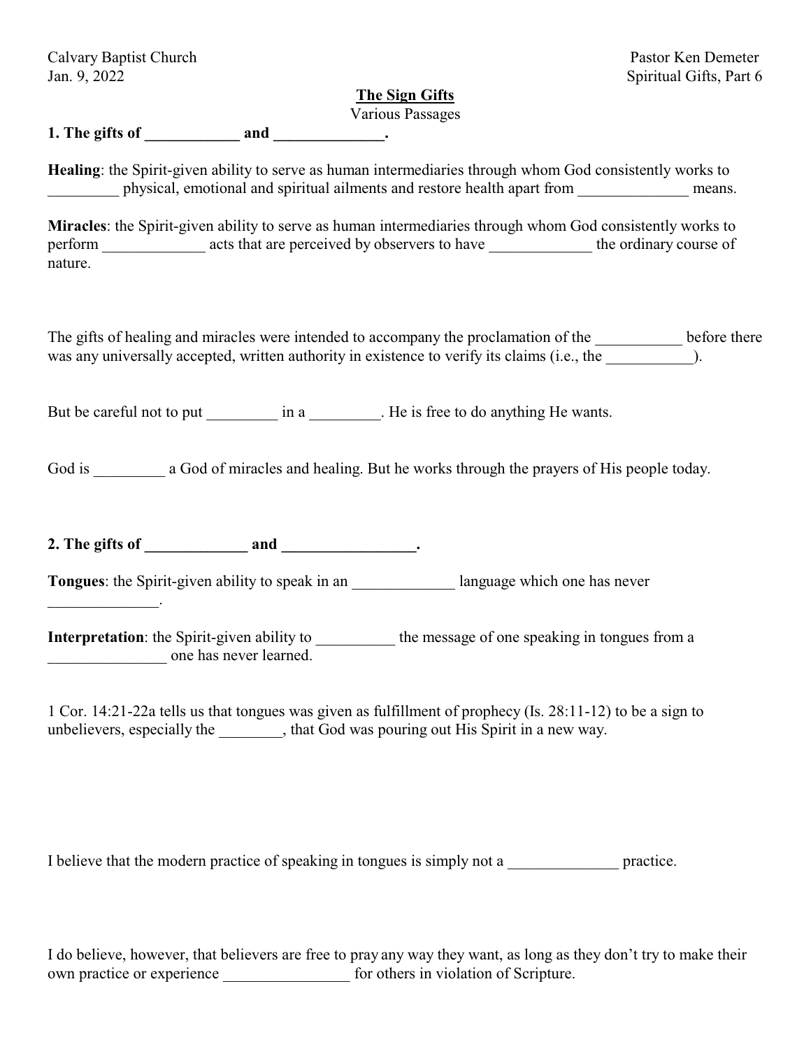Calvary Baptist Church
Jan. 9, 2022

Pastor Ken Demeter
Spiritual Gifts, Part 6

## The Sign Gifts

Various Passages

**1. The gifts of ____________ and ______________.**

**Healing**: the Spirit-given ability to serve as human intermediaries through whom God consistently works to _________ physical, emotional and spiritual ailments and restore health apart from ______________ means.

**Miracles**: the Spirit-given ability to serve as human intermediaries through whom God consistently works to perform _____________ acts that are perceived by observers to have _____________ the ordinary course of nature.

The gifts of healing and miracles were intended to accompany the proclamation of the ___________ before there was any universally accepted, written authority in existence to verify its claims (i.e., the ___________).

But be careful not to put _________ in a _________. He is free to do anything He wants.

God is _________ a God of miracles and healing. But he works through the prayers of His people today.

**2. The gifts of _____________ and _________________.**

**Tongues**: the Spirit-given ability to speak in an _____________ language which one has never ______________.

**Interpretation**: the Spirit-given ability to __________ the message of one speaking in tongues from a _______________ one has never learned.

1 Cor. 14:21-22a tells us that tongues was given as fulfillment of prophecy (Is. 28:11-12) to be a sign to unbelievers, especially the ________, that God was pouring out His Spirit in a new way.

I believe that the modern practice of speaking in tongues is simply not a ______________ practice.

I do believe, however, that believers are free to pray any way they want, as long as they don't try to make their own practice or experience ________________ for others in violation of Scripture.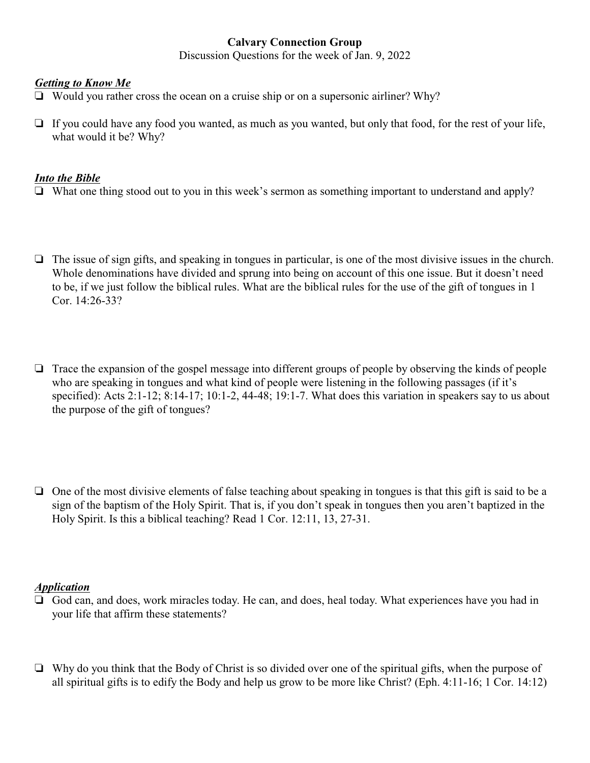**Calvary Connection Group**

Discussion Questions for the week of Jan. 9, 2022

***Getting to Know Me***

- ❑ Would you rather cross the ocean on a cruise ship or on a supersonic airliner? Why?
- ❑ If you could have any food you wanted, as much as you wanted, but only that food, for the rest of your life, what would it be? Why?

***Into the Bible***

- ❑ What one thing stood out to you in this week's sermon as something important to understand and apply?
- ❑ The issue of sign gifts, and speaking in tongues in particular, is one of the most divisive issues in the church. Whole denominations have divided and sprung into being on account of this one issue. But it doesn't need to be, if we just follow the biblical rules. What are the biblical rules for the use of the gift of tongues in 1 Cor. 14:26-33?
- ❑ Trace the expansion of the gospel message into different groups of people by observing the kinds of people who are speaking in tongues and what kind of people were listening in the following passages (if it's specified): Acts 2:1-12; 8:14-17; 10:1-2, 44-48; 19:1-7. What does this variation in speakers say to us about the purpose of the gift of tongues?
- ❑ One of the most divisive elements of false teaching about speaking in tongues is that this gift is said to be a sign of the baptism of the Holy Spirit. That is, if you don't speak in tongues then you aren't baptized in the Holy Spirit. Is this a biblical teaching? Read 1 Cor. 12:11, 13, 27-31.

***Application***

- ❑ God can, and does, work miracles today. He can, and does, heal today. What experiences have you had in your life that affirm these statements?
- ❑ Why do you think that the Body of Christ is so divided over one of the spiritual gifts, when the purpose of all spiritual gifts is to edify the Body and help us grow to be more like Christ? (Eph. 4:11-16; 1 Cor. 14:12)